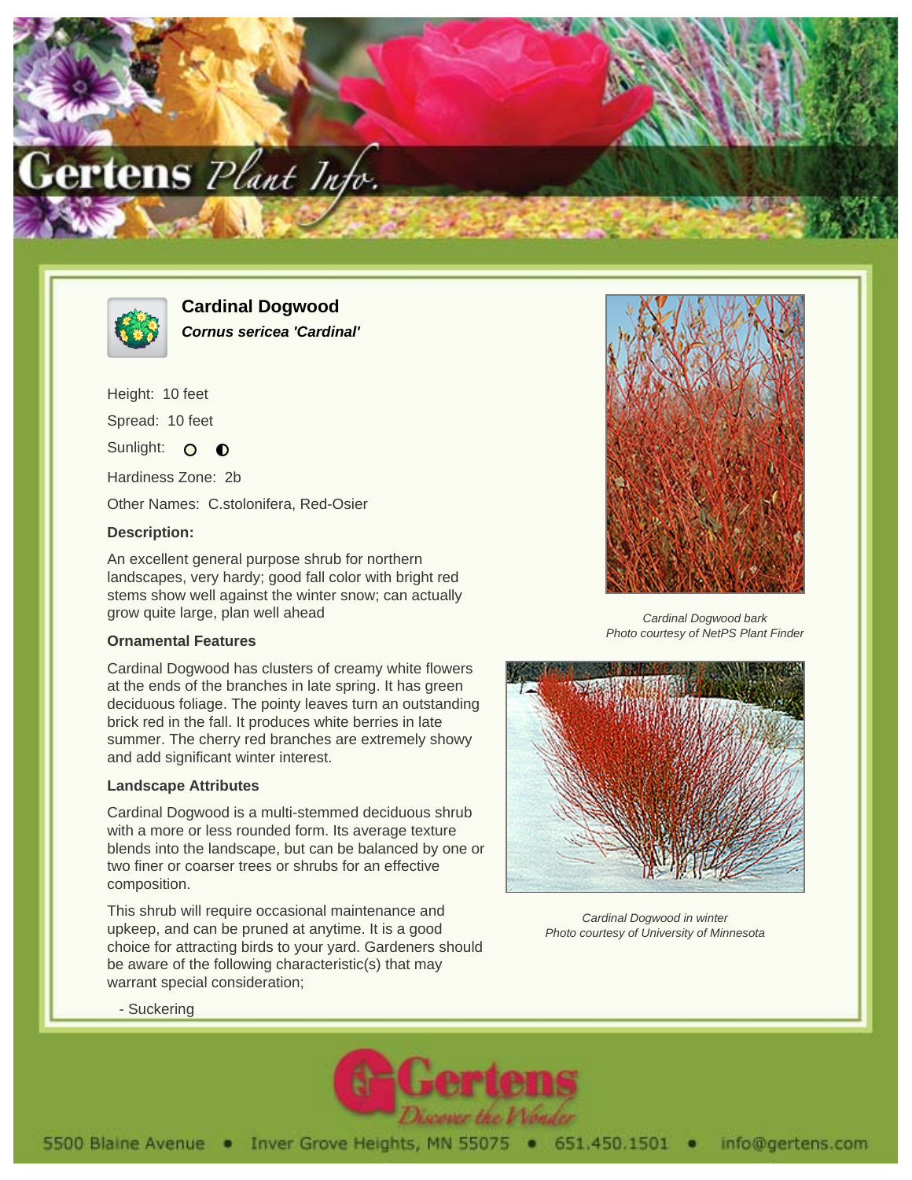# Cardinal Dogwood

***Cornus sericea 'Cardinal'***

Height: 10 feet

Spread: 10 feet

Sunlight: ○ ◐

Hardiness Zone: 2b

Other Names: C.stolonifera, Red-Osier

**Description:**

An excellent general purpose shrub for northern landscapes, very hardy; good fall color with bright red stems show well against the winter snow; can actually grow quite large, plan well ahead

**Ornamental Features**

Cardinal Dogwood has clusters of creamy white flowers at the ends of the branches in late spring. It has green deciduous foliage. The pointy leaves turn an outstanding brick red in the fall. It produces white berries in late summer. The cherry red branches are extremely showy and add significant winter interest.

**Landscape Attributes**

Cardinal Dogwood is a multi-stemmed deciduous shrub with a more or less rounded form. Its average texture blends into the landscape, but can be balanced by one or two finer or coarser trees or shrubs for an effective composition.

This shrub will require occasional maintenance and upkeep, and can be pruned at anytime. It is a good choice for attracting birds to your yard. Gardeners should be aware of the following characteristic(s) that may warrant special consideration;

- Suckering

*Cardinal Dogwood bark*
*Photo courtesy of NetPS Plant Finder*

*Cardinal Dogwood in winter*
*Photo courtesy of University of Minnesota*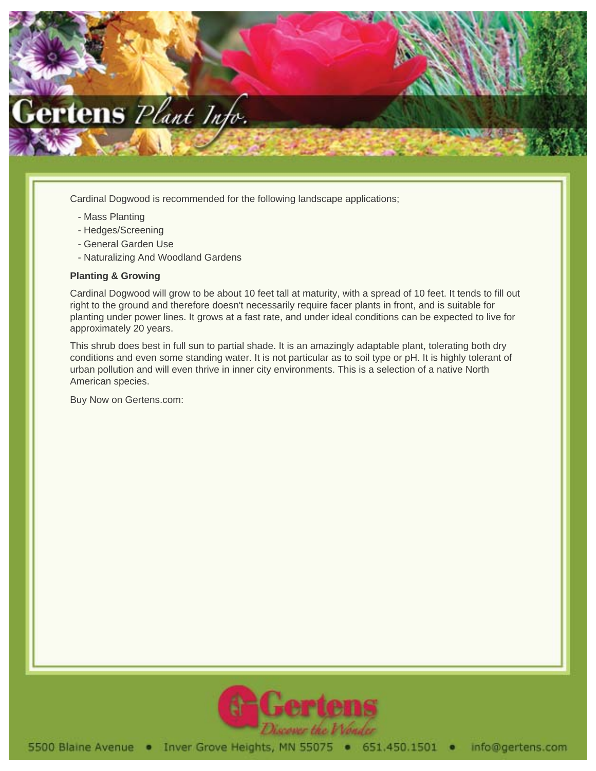Cardinal Dogwood is recommended for the following landscape applications;

- Mass Planting
- Hedges/Screening
- General Garden Use
- Naturalizing And Woodland Gardens

**Planting & Growing**

Cardinal Dogwood will grow to be about 10 feet tall at maturity, with a spread of 10 feet. It tends to fill out right to the ground and therefore doesn't necessarily require facer plants in front, and is suitable for planting under power lines. It grows at a fast rate, and under ideal conditions can be expected to live for approximately 20 years.

This shrub does best in full sun to partial shade. It is an amazingly adaptable plant, tolerating both dry conditions and even some standing water. It is not particular as to soil type or pH. It is highly tolerant of urban pollution and will even thrive in inner city environments. This is a selection of a native North American species.

Buy Now on Gertens.com: